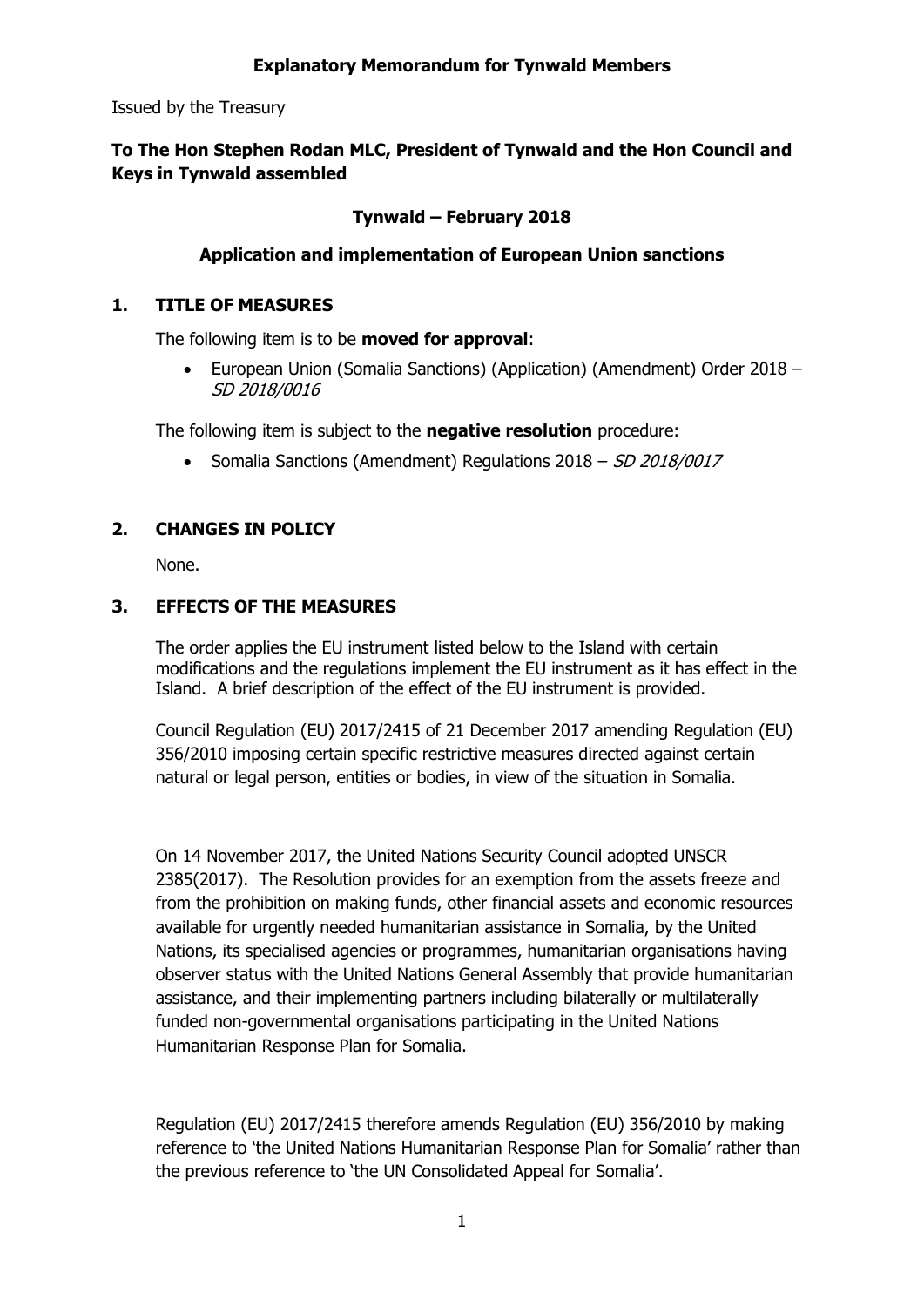**Explanatory Memorandum for Tynwald Members**

Issued by the Treasury

**To The Hon Stephen Rodan MLC, President of Tynwald and the Hon Council and Keys in Tynwald assembled**

**Tynwald – February 2018**

**Application and implementation of European Union sanctions**

## 1. TITLE OF MEASURES

The following item is to be **moved for approval**:

- European Union (Somalia Sanctions) (Application) (Amendment) Order 2018 – *SD 2018/0016*

The following item is subject to the **negative resolution** procedure:

- Somalia Sanctions (Amendment) Regulations 2018 – *SD 2018/0017*

## 2. CHANGES IN POLICY

None.

## 3. EFFECTS OF THE MEASURES

The order applies the EU instrument listed below to the Island with certain modifications and the regulations implement the EU instrument as it has effect in the Island. A brief description of the effect of the EU instrument is provided.

Council Regulation (EU) 2017/2415 of 21 December 2017 amending Regulation (EU) 356/2010 imposing certain specific restrictive measures directed against certain natural or legal person, entities or bodies, in view of the situation in Somalia.

On 14 November 2017, the United Nations Security Council adopted UNSCR 2385(2017). The Resolution provides for an exemption from the assets freeze and from the prohibition on making funds, other financial assets and economic resources available for urgently needed humanitarian assistance in Somalia, by the United Nations, its specialised agencies or programmes, humanitarian organisations having observer status with the United Nations General Assembly that provide humanitarian assistance, and their implementing partners including bilaterally or multilaterally funded non-governmental organisations participating in the United Nations Humanitarian Response Plan for Somalia.

Regulation (EU) 2017/2415 therefore amends Regulation (EU) 356/2010 by making reference to 'the United Nations Humanitarian Response Plan for Somalia' rather than the previous reference to 'the UN Consolidated Appeal for Somalia'.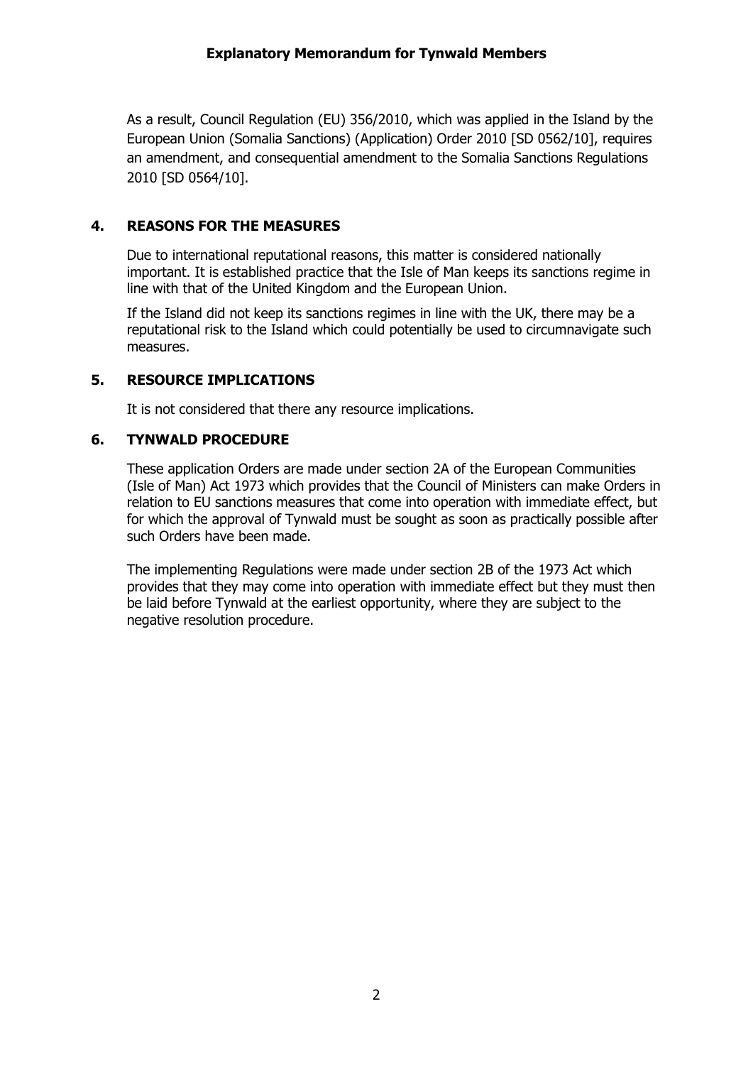As a result, Council Regulation (EU) 356/2010, which was applied in the Island by the European Union (Somalia Sanctions) (Application) Order 2010 [SD 0562/10], requires an amendment, and consequential amendment to the Somalia Sanctions Regulations 2010 [SD 0564/10].

## 4. REASONS FOR THE MEASURES

Due to international reputational reasons, this matter is considered nationally important. It is established practice that the Isle of Man keeps its sanctions regime in line with that of the United Kingdom and the European Union.

If the Island did not keep its sanctions regimes in line with the UK, there may be a reputational risk to the Island which could potentially be used to circumnavigate such measures.

## 5. RESOURCE IMPLICATIONS

It is not considered that there any resource implications.

## 6. TYNWALD PROCEDURE

These application Orders are made under section 2A of the European Communities (Isle of Man) Act 1973 which provides that the Council of Ministers can make Orders in relation to EU sanctions measures that come into operation with immediate effect, but for which the approval of Tynwald must be sought as soon as practically possible after such Orders have been made.

The implementing Regulations were made under section 2B of the 1973 Act which provides that they may come into operation with immediate effect but they must then be laid before Tynwald at the earliest opportunity, where they are subject to the negative resolution procedure.